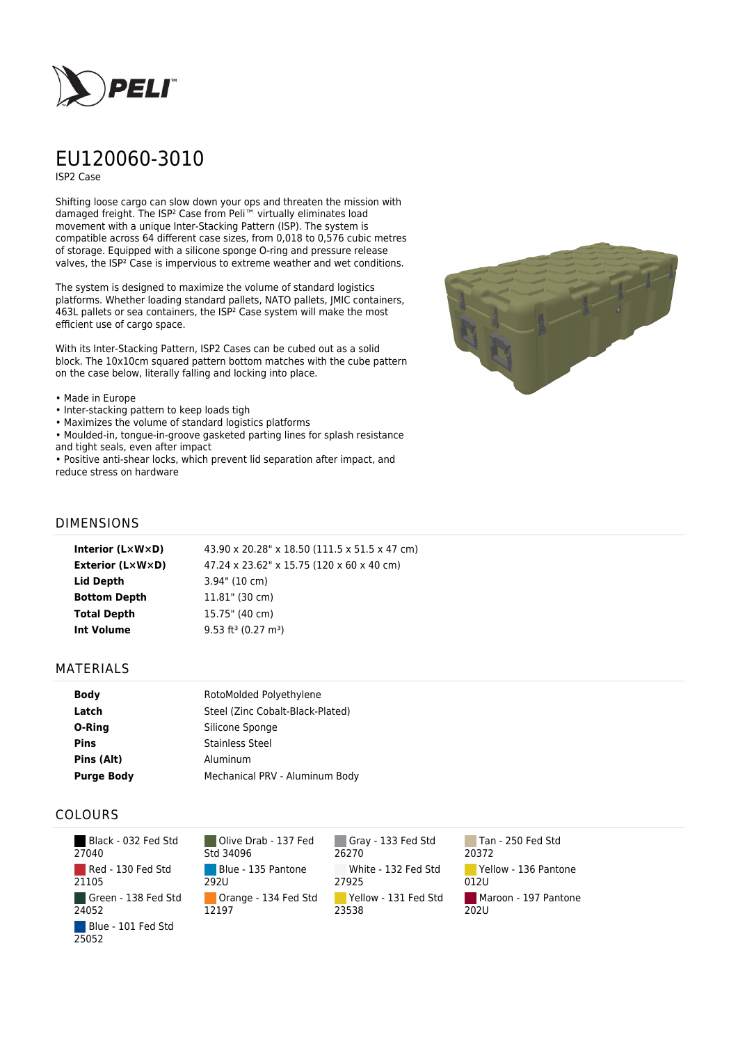# EU120060-3010

ISP2 Case

Shifting loose cargo can slow down your ops and threaten the mission with damaged freight. The ISP² Case from Peli™ virtually eliminates load movement with a unique Inter-Stacking Pattern (ISP). The system is compatible across 64 different case sizes, from 0,018 to 0,576 cubic metres of storage. Equipped with a silicone sponge O-ring and pressure release valves, the ISP² Case is impervious to extreme weather and wet conditions.

The system is designed to maximize the volume of standard logistics platforms. Whether loading standard pallets, NATO pallets, JMIC containers, 463L pallets or sea containers, the ISP² Case system will make the most efficient use of cargo space.

With its Inter-Stacking Pattern, ISP2 Cases can be cubed out as a solid block. The 10x10cm squared pattern bottom matches with the cube pattern on the case below, literally falling and locking into place.

- Made in Europe
- Inter-stacking pattern to keep loads tigh
- Maximizes the volume of standard logistics platforms
- Moulded-in, tongue-in-groove gasketed parting lines for splash resistance and tight seals, even after impact
- Positive anti-shear locks, which prevent lid separation after impact, and reduce stress on hardware

## DIMENSIONS

| | |
|---|---|
| **Interior (L×W×D)** | 43.90 x 20.28" x 18.50 (111.5 x 51.5 x 47 cm) |
| **Exterior (L×W×D)** | 47.24 x 23.62" x 15.75 (120 x 60 x 40 cm) |
| **Lid Depth** | 3.94" (10 cm) |
| **Bottom Depth** | 11.81" (30 cm) |
| **Total Depth** | 15.75" (40 cm) |
| **Int Volume** | 9.53 ft³ (0.27 m³) |

## MATERIALS

| | |
|---|---|
| **Body** | RotoMolded Polyethylene |
| **Latch** | Steel (Zinc Cobalt-Black-Plated) |
| **O-Ring** | Silicone Sponge |
| **Pins** | Stainless Steel |
| **Pins (Alt)** | Aluminum |
| **Purge Body** | Mechanical PRV - Aluminum Body |

## COLOURS

- Black - 032 Fed Std 27040
- Olive Drab - 137 Fed Std 34096
- Gray - 133 Fed Std 26270
- Tan - 250 Fed Std 20372
- Red - 130 Fed Std 21105
- Blue - 135 Pantone 292U
- White - 132 Fed Std 27925
- Yellow - 136 Pantone 012U
- Green - 138 Fed Std 24052
- Orange - 134 Fed Std 12197
- Yellow - 131 Fed Std 23538
- Maroon - 197 Pantone 202U
- Blue - 101 Fed Std 25052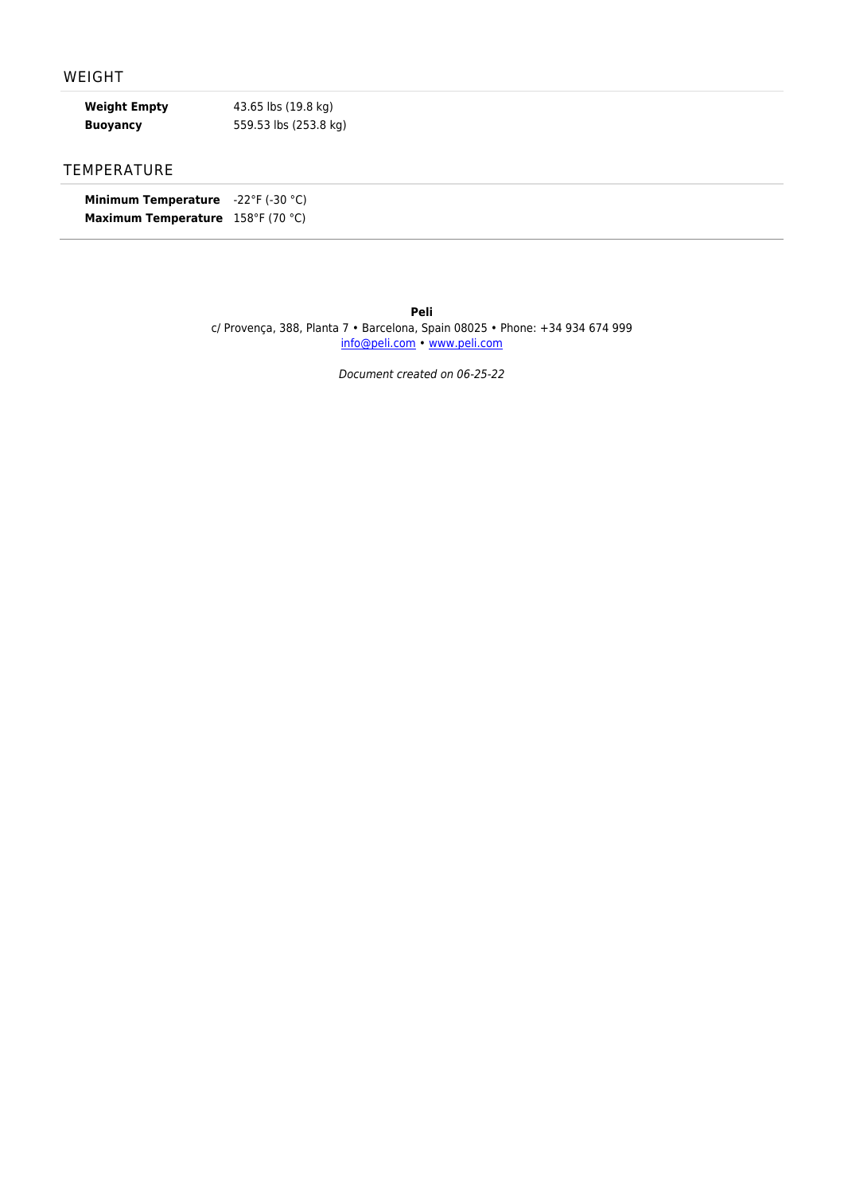## WEIGHT

| | |
|---|---|
| **Weight Empty** | 43.65 lbs (19.8 kg) |
| **Buoyancy** | 559.53 lbs (253.8 kg) |

## TEMPERATURE

| | |
|---|---|
| **Minimum Temperature** | -22°F (-30 °C) |
| **Maximum Temperature** | 158°F (70 °C) |

**Peli**
c/ Provença, 388, Planta 7 • Barcelona, Spain 08025 • Phone: +34 934 674 999
info@peli.com • www.peli.com

*Document created on 06-25-22*